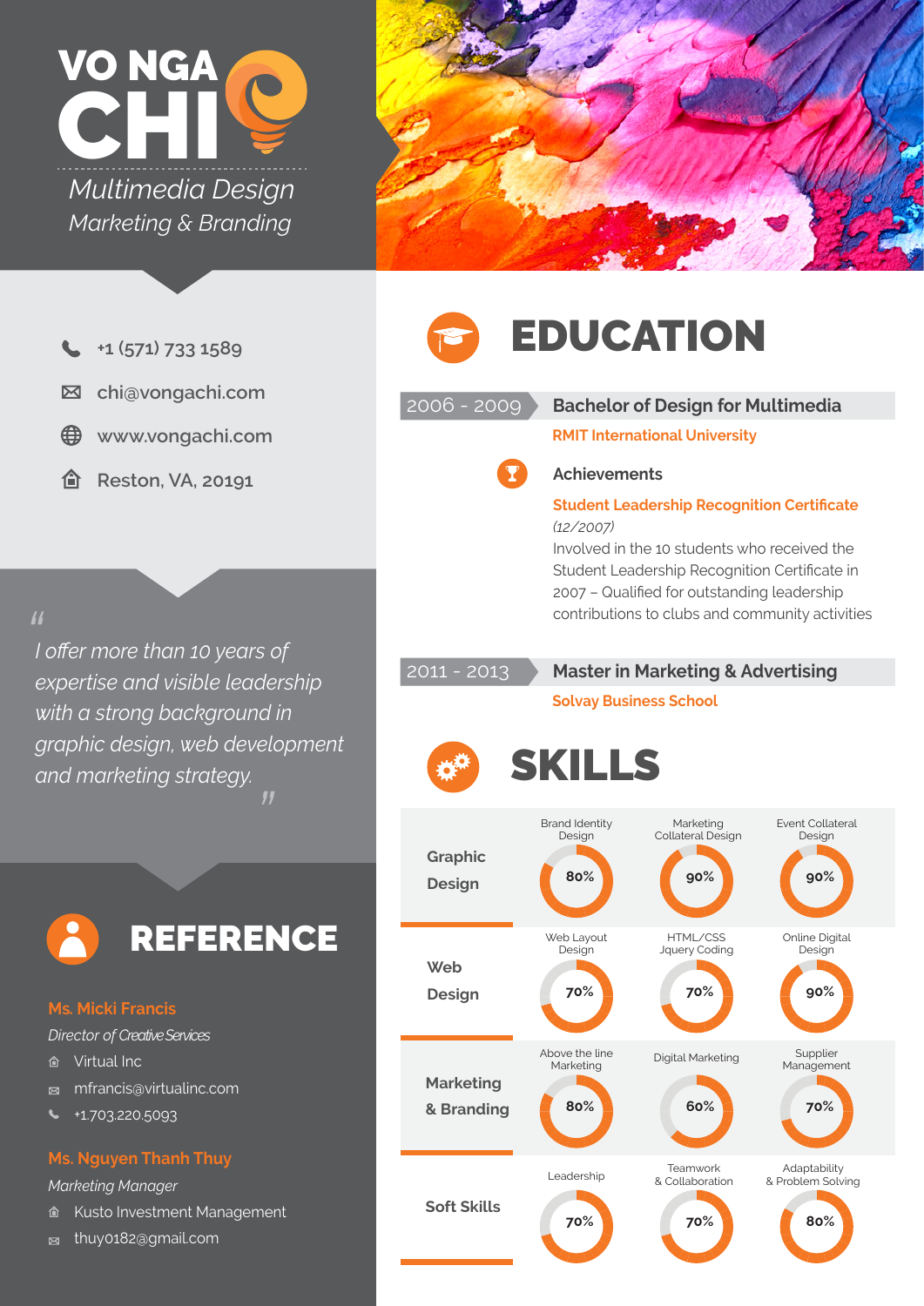# VO NGA CHI

*Multimedia Design*
*Marketing & Branding*

+1 (571) 733 1589

chi@vongachi.com

www.vongachi.com

Reston, VA, 20191

*"I offer more than 10 years of expertise and visible leadership with a strong background in graphic design, web development and marketing strategy."*

## REFERENCE

**Ms. Micki Francis**
*Director of Creative Services*
Virtual Inc
mfrancis@virtualinc.com
+1.703.220.5093

**Ms. Nguyen Thanh Thuy**
*Marketing Manager*
Kusto Investment Management
thuy0182@gmail.com

## EDUCATION

**2006 - 2009** — **Bachelor of Design for Multimedia**
**RMIT International University**

**Achievements**

**Student Leadership Recognition Certificate**
*(12/2007)*
Involved in the 10 students who received the Student Leadership Recognition Certificate in 2007 – Qualified for outstanding leadership contributions to clubs and community activities

**2011 - 2013** — **Master in Marketing & Advertising**
**Solvay Business School**

## SKILLS

**Graphic Design**
Brand Identity Design
80%
Marketing Collateral Design
90%
Event Collateral Design
90%

**Web Design**
Web Layout Design
70%
HTML/CSS Jquery Coding
70%
Online Digital Design
90%

**Marketing & Branding**
Above the line Marketing
80%
Digital Marketing
60%
Supplier Management
70%

**Soft Skills**
Leadership
70%
Teamwork & Collaboration
70%
Adaptability & Problem Solving
80%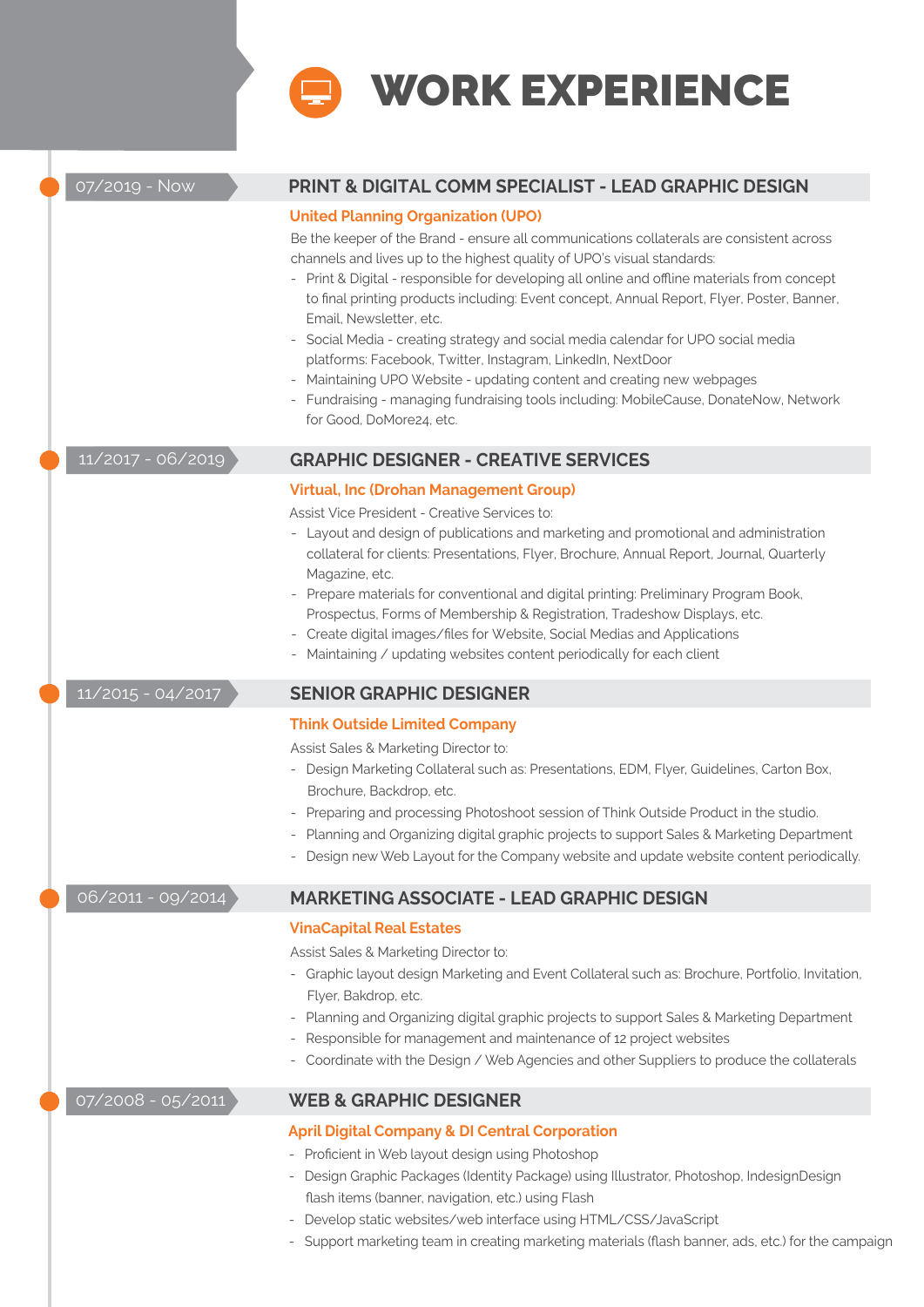# WORK EXPERIENCE

07/2019 - Now

## PRINT & DIGITAL COMM SPECIALIST - LEAD GRAPHIC DESIGN

**United Planning Organization (UPO)**

Be the keeper of the Brand - ensure all communications collaterals are consistent across channels and lives up to the highest quality of UPO's visual standards:

- Print & Digital - responsible for developing all online and offline materials from concept to final printing products including: Event concept, Annual Report, Flyer, Poster, Banner, Email, Newsletter, etc.
- Social Media - creating strategy and social media calendar for UPO social media platforms: Facebook, Twitter, Instagram, LinkedIn, NextDoor
- Maintaining UPO Website - updating content and creating new webpages
- Fundraising - managing fundraising tools including: MobileCause, DonateNow, Network for Good, DoMore24, etc.

11/2017 - 06/2019

## GRAPHIC DESIGNER - CREATIVE SERVICES

**Virtual, Inc (Drohan Management Group)**

Assist Vice President - Creative Services to:

- Layout and design of publications and marketing and promotional and administration collateral for clients: Presentations, Flyer, Brochure, Annual Report, Journal, Quarterly Magazine, etc.
- Prepare materials for conventional and digital printing: Preliminary Program Book, Prospectus, Forms of Membership & Registration, Tradeshow Displays, etc.
- Create digital images/files for Website, Social Medias and Applications
- Maintaining / updating websites content periodically for each client

11/2015 - 04/2017

## SENIOR GRAPHIC DESIGNER

**Think Outside Limited Company**

Assist Sales & Marketing Director to:

- Design Marketing Collateral such as: Presentations, EDM, Flyer, Guidelines, Carton Box, Brochure, Backdrop, etc.
- Preparing and processing Photoshoot session of Think Outside Product in the studio.
- Planning and Organizing digital graphic projects to support Sales & Marketing Department
- Design new Web Layout for the Company website and update website content periodically.

06/2011 - 09/2014

## MARKETING ASSOCIATE - LEAD GRAPHIC DESIGN

**VinaCapital Real Estates**

Assist Sales & Marketing Director to:

- Graphic layout design Marketing and Event Collateral such as: Brochure, Portfolio, Invitation, Flyer, Bakdrop, etc.
- Planning and Organizing digital graphic projects to support Sales & Marketing Department
- Responsible for management and maintenance of 12 project websites
- Coordinate with the Design / Web Agencies and other Suppliers to produce the collaterals

07/2008 - 05/2011

## WEB & GRAPHIC DESIGNER

**April Digital Company & DI Central Corporation**

- Proficient in Web layout design using Photoshop
- Design Graphic Packages (Identity Package) using Illustrator, Photoshop, IndesignDesign flash items (banner, navigation, etc.) using Flash
- Develop static websites/web interface using HTML/CSS/JavaScript
- Support marketing team in creating marketing materials (flash banner, ads, etc.) for the campaign